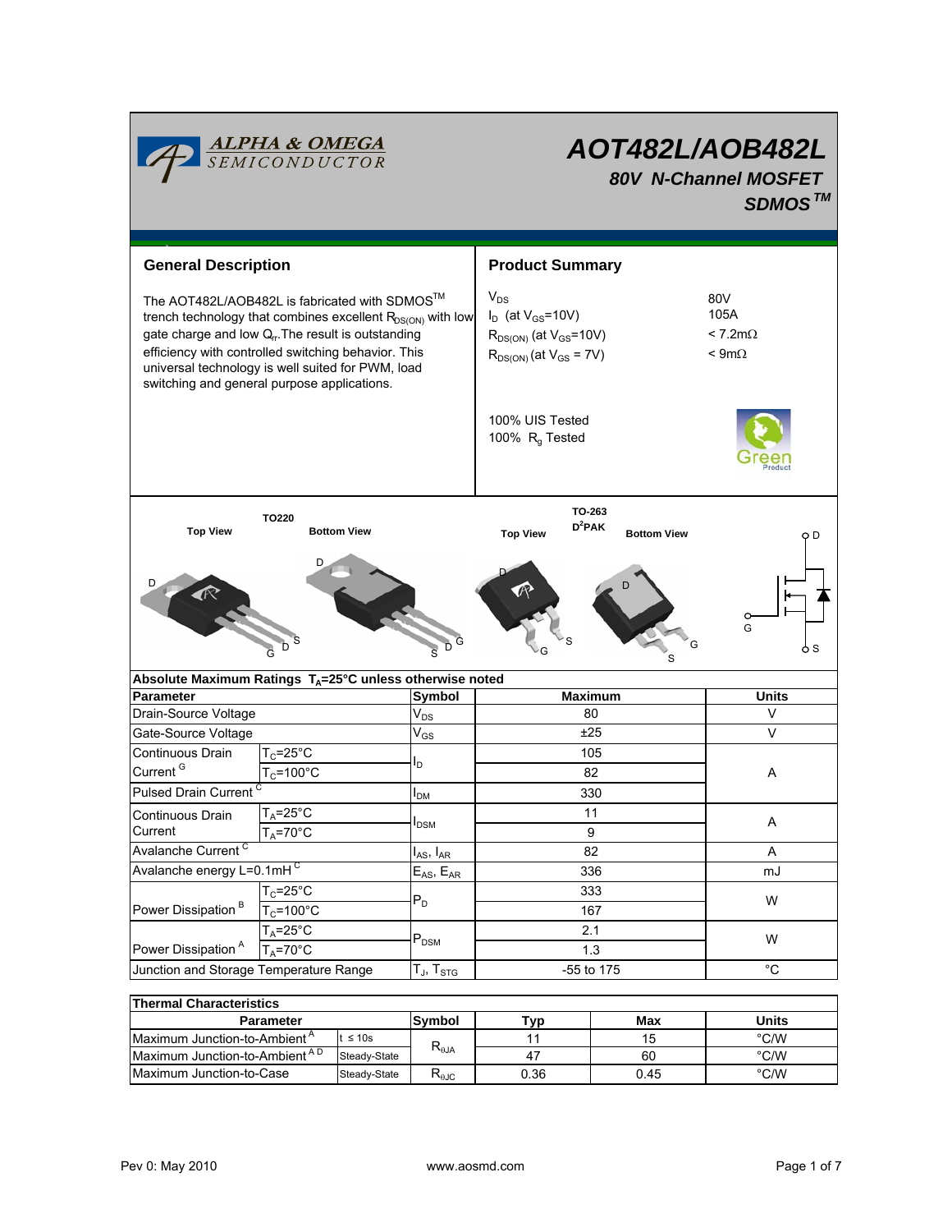# AOT482L/AOB482L

## 80V N-Channel MOSFET

## SDMOS™

## General Description

The AOT482L/AOB482L is fabricated with SDMOS™ trench technology that combines excellent $R_{DS(ON)}$ with low gate charge and low $Q_{rr}$. The result is outstanding efficiency with controlled switching behavior. This universal technology is well suited for PWM, load switching and general purpose applications.

## Product Summary

| | |
|---|---|
| $V_{DS}$ | 80V |
| $I_D$ (at $V_{GS}$=10V) | 105A |
| $R_{DS(ON)}$ (at $V_{GS}$=10V) | < 7.2mΩ |
| $R_{DS(ON)}$ (at $V_{GS}$ = 7V) | < 9mΩ |

100% UIS Tested
100% $R_g$ Tested

TO220 — Top View, Bottom View

TO-263 $D^2PAK$ — Top View, Bottom View

## Absolute Maximum Ratings $T_A$=25°C unless otherwise noted

| Parameter | | Symbol | Maximum | Units |
|---|---|---|---|---|
| Drain-Source Voltage | | $V_{DS}$ | 80 | V |
| Gate-Source Voltage | | $V_{GS}$ | ±25 | V |
| Continuous Drain Current [G] | $T_C$=25°C | $I_D$ | 105 | A |
| | $T_C$=100°C | | 82 | |
| Pulsed Drain Current [C] | | $I_{DM}$ | 330 | |
| Continuous Drain Current | $T_A$=25°C | $I_{DSM}$ | 11 | A |
| | $T_A$=70°C | | 9 | |
| Avalanche Current [C] | | $I_{AS}$, $I_{AR}$ | 82 | A |
| Avalanche energy L=0.1mH [C] | | $E_{AS}$, $E_{AR}$ | 336 | mJ |
| Power Dissipation [B] | $T_C$=25°C | $P_D$ | 333 | W |
| | $T_C$=100°C | | 167 | |
| Power Dissipation [A] | $T_A$=25°C | $P_{DSM}$ | 2.1 | W |
| | $T_A$=70°C | | 1.3 | |
| Junction and Storage Temperature Range | | $T_J$, $T_{STG}$ | -55 to 175 | °C |

## Thermal Characteristics

| Parameter | | Symbol | Typ | Max | Units |
|---|---|---|---|---|---|
| Maximum Junction-to-Ambient [A] | t ≤ 10s | $R_{\theta JA}$ | 11 | 15 | °C/W |
| Maximum Junction-to-Ambient [A D] | Steady-State | | 47 | 60 | °C/W |
| Maximum Junction-to-Case | Steady-State | $R_{\theta JC}$ | 0.36 | 0.45 | °C/W |

Rev 0: May 2010 www.aosmd.com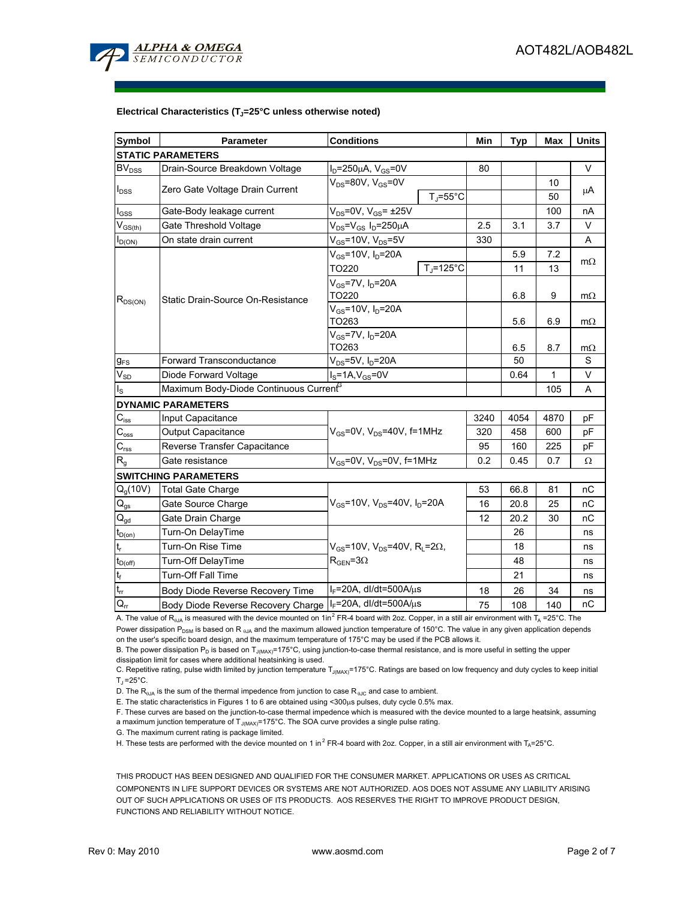**Electrical Characteristics ($T_J$=25°C unless otherwise noted)**

| Symbol | Parameter | Conditions | | Min | Typ | Max | Units |
|---|---|---|---|---|---|---|---|
| **STATIC PARAMETERS** | | | | | | | |
| $BV_{DSS}$ | Drain-Source Breakdown Voltage | $I_D$=250µA, $V_{GS}$=0V | | 80 | | | V |
| $I_{DSS}$ | Zero Gate Voltage Drain Current | $V_{DS}$=80V, $V_{GS}$=0V | | | | 10 | µA |
| | | | $T_J$=55°C | | | 50 | |
| $I_{GSS}$ | Gate-Body leakage current | $V_{DS}$=0V, $V_{GS}$= ±25V | | | | 100 | nA |
| $V_{GS(th)}$ | Gate Threshold Voltage | $V_{DS}$=$V_{GS}$ $I_D$=250µA | | 2.5 | 3.1 | 3.7 | V |
| $I_{D(ON)}$ | On state drain current | $V_{GS}$=10V, $V_{DS}$=5V | | 330 | | | A |
| $R_{DS(ON)}$ | Static Drain-Source On-Resistance | $V_{GS}$=10V, $I_D$=20A | | | 5.9 | 7.2 | mΩ |
| | | TO220 | $T_J$=125°C | | 11 | 13 | |
| | | $V_{GS}$=7V, $I_D$=20A TO220 | | | 6.8 | 9 | mΩ |
| | | $V_{GS}$=10V, $I_D$=20A TO263 | | | 5.6 | 6.9 | mΩ |
| | | $V_{GS}$=7V, $I_D$=20A TO263 | | | 6.5 | 8.7 | mΩ |
| $g_{FS}$ | Forward Transconductance | $V_{DS}$=5V, $I_D$=20A | | | 50 | | S |
| $V_{SD}$ | Diode Forward Voltage | $I_S$=1A,$V_{GS}$=0V | | | 0.64 | 1 | V |
| $I_S$ | Maximum Body-Diode Continuous Current[G] | | | | | 105 | A |
| **DYNAMIC PARAMETERS** | | | | | | | |
| $C_{iss}$ | Input Capacitance | $V_{GS}$=0V, $V_{DS}$=40V, f=1MHz | | 3240 | 4054 | 4870 | pF |
| $C_{oss}$ | Output Capacitance | | | 320 | 458 | 600 | pF |
| $C_{rss}$ | Reverse Transfer Capacitance | | | 95 | 160 | 225 | pF |
| $R_g$ | Gate resistance | $V_{GS}$=0V, $V_{DS}$=0V, f=1MHz | | 0.2 | 0.45 | 0.7 | Ω |
| **SWITCHING PARAMETERS** | | | | | | | |
| $Q_g$(10V) | Total Gate Charge | $V_{GS}$=10V, $V_{DS}$=40V, $I_D$=20A | | 53 | 66.8 | 81 | nC |
| $Q_{gs}$ | Gate Source Charge | | | 16 | 20.8 | 25 | nC |
| $Q_{gd}$ | Gate Drain Charge | | | 12 | 20.2 | 30 | nC |
| $t_{D(on)}$ | Turn-On DelayTime | $V_{GS}$=10V, $V_{DS}$=40V, $R_L$=2Ω, $R_{GEN}$=3Ω | | | 26 | | ns |
| $t_r$ | Turn-On Rise Time | | | | 18 | | ns |
| $t_{D(off)}$ | Turn-Off DelayTime | | | | 48 | | ns |
| $t_f$ | Turn-Off Fall Time | | | | 21 | | ns |
| $t_{rr}$ | Body Diode Reverse Recovery Time | $I_F$=20A, dI/dt=500A/µs | | 18 | 26 | 34 | ns |
| $Q_{rr}$ | Body Diode Reverse Recovery Charge | $I_F$=20A, dI/dt=500A/µs | | 75 | 108 | 140 | nC |

A. The value of $R_{\theta JA}$ is measured with the device mounted on 1in$^2$ FR-4 board with 2oz. Copper, in a still air environment with $T_A$ =25°C. The Power dissipation $P_{DSM}$ is based on $R_{\theta JA}$ and the maximum allowed junction temperature of 150°C. The value in any given application depends on the user's specific board design, and the maximum temperature of 175°C may be used if the PCB allows it.

B. The power dissipation $P_D$ is based on $T_{J(MAX)}$=175°C, using junction-to-case thermal resistance, and is more useful in setting the upper dissipation limit for cases where additional heatsinking is used.

C. Repetitive rating, pulse width limited by junction temperature $T_{J(MAX)}$=175°C. Ratings are based on low frequency and duty cycles to keep initial $T_J$ =25°C.

D. The $R_{\theta JA}$ is the sum of the thermal impedence from junction to case $R_{\theta JC}$ and case to ambient.

E. The static characteristics in Figures 1 to 6 are obtained using <300µs pulses, duty cycle 0.5% max.

F. These curves are based on the junction-to-case thermal impedence which is measured with the device mounted to a large heatsink, assuming a maximum junction temperature of $T_{J(MAX)}$=175°C. The SOA curve provides a single pulse rating.

G. The maximum current rating is package limited.

H. These tests are performed with the device mounted on 1 in$^2$ FR-4 board with 2oz. Copper, in a still air environment with $T_A$=25°C.

THIS PRODUCT HAS BEEN DESIGNED AND QUALIFIED FOR THE CONSUMER MARKET. APPLICATIONS OR USES AS CRITICAL COMPONENTS IN LIFE SUPPORT DEVICES OR SYSTEMS ARE NOT AUTHORIZED. AOS DOES NOT ASSUME ANY LIABILITY ARISING OUT OF SUCH APPLICATIONS OR USES OF ITS PRODUCTS. AOS RESERVES THE RIGHT TO IMPROVE PRODUCT DESIGN, FUNCTIONS AND RELIABILITY WITHOUT NOTICE.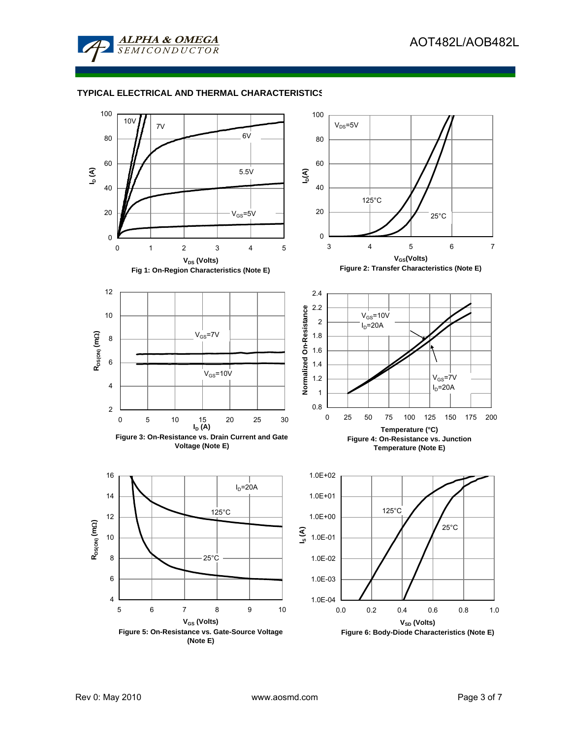## TYPICAL ELECTRICAL AND THERMAL CHARACTERISTICS

Fig 1: On-Region Characteristics (Note E)

Figure 2: Transfer Characteristics (Note E)

Figure 3: On-Resistance vs. Drain Current and Gate Voltage (Note E)

Figure 4: On-Resistance vs. Junction Temperature (Note E)

Figure 5: On-Resistance vs. Gate-Source Voltage (Note E)

Figure 6: Body-Diode Characteristics (Note E)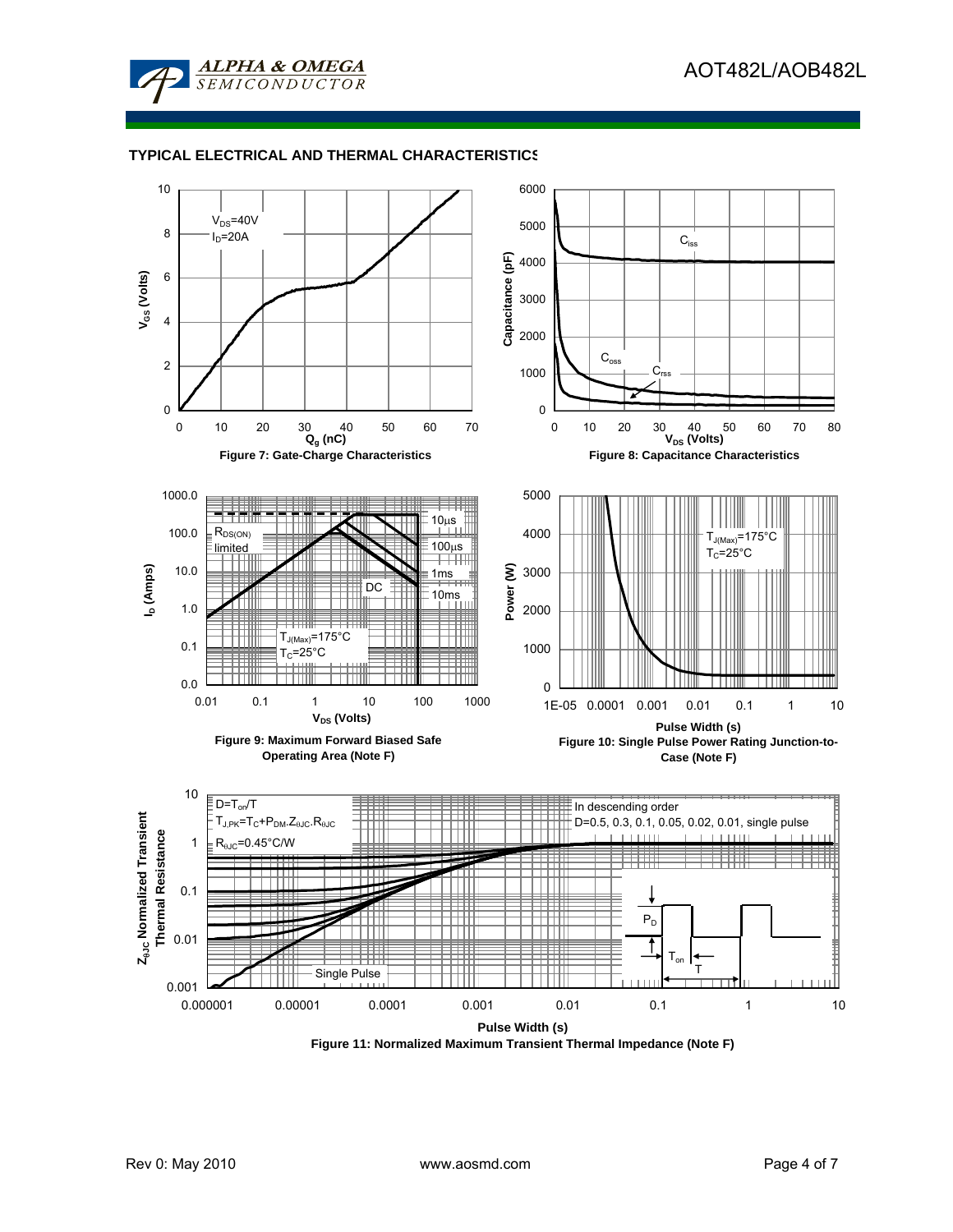## TYPICAL ELECTRICAL AND THERMAL CHARACTERISTICS

$V_{DS}$=40V
$I_D$=20A

$V_{GS}$ (Volts)

$Q_g$ (nC)

**Figure 7: Gate-Charge Characteristics**

$C_{iss}$

$C_{oss}$

$C_{rss}$

Capacitance (pF)

$V_{DS}$ (Volts)

**Figure 8: Capacitance Characteristics**

$R_{DS(ON)}$ limited

10µs

100µs

1ms

10ms

DC

$T_{J(Max)}$=175°C
$T_C$=25°C

$I_D$ (Amps)

$V_{DS}$ (Volts)

**Figure 9: Maximum Forward Biased Safe Operating Area (Note F)**

$T_{J(Max)}$=175°C
$T_C$=25°C

Power (W)

Pulse Width (s)

**Figure 10: Single Pulse Power Rating Junction-to-Case (Note F)**

D=$T_{on}$/T
$T_{J,PK}$=$T_C$+$P_{DM}$.$Z_{\theta JC}$.$R_{\theta JC}$
$R_{\theta JC}$=0.45°C/W

In descending order
D=0.5, 0.3, 0.1, 0.05, 0.02, 0.01, single pulse

Single Pulse

$P_D$

$T_{on}$

T

$Z_{\theta JC}$ Normalized Transient Thermal Resistance

Pulse Width (s)

**Figure 11: Normalized Maximum Transient Thermal Impedance (Note F)**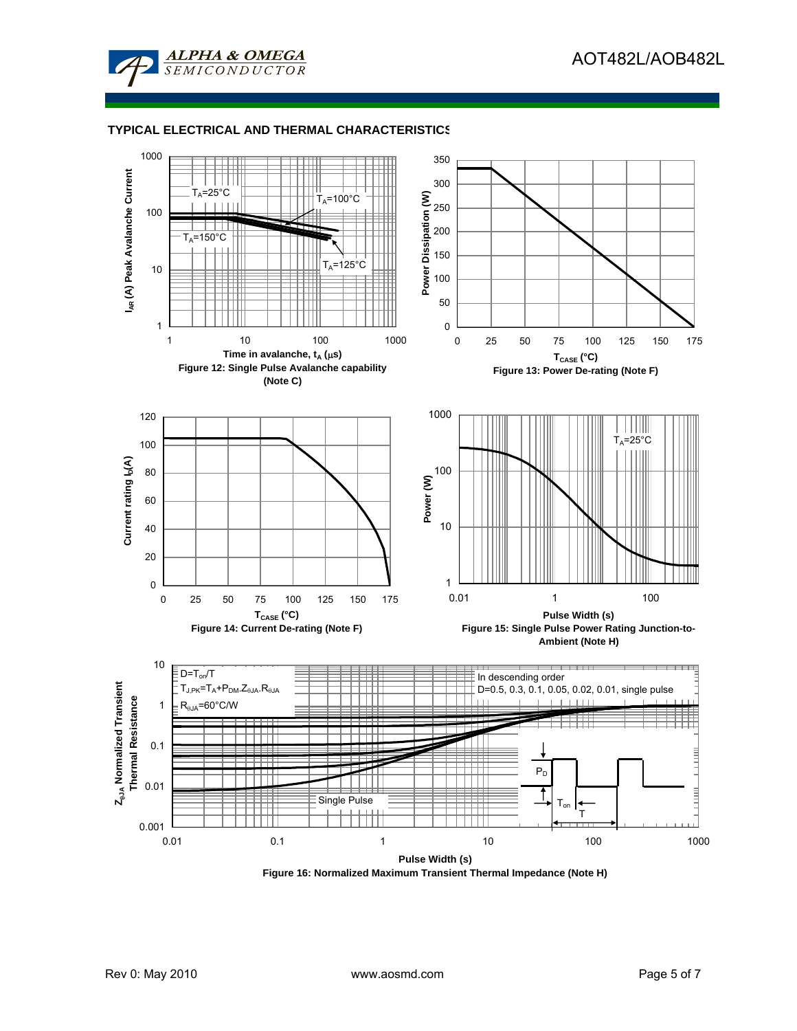## TYPICAL ELECTRICAL AND THERMAL CHARACTERISTICS

$T_A$=25°C

$T_A$=100°C

$T_A$=150°C

$T_A$=125°C

$I_{AR}$ (A) Peak Avalanche Current

Time in avalanche, $t_A$ (μs)

**Figure 12: Single Pulse Avalanche capability (Note C)**

Power Dissipation (W)

$T_{CASE}$ (°C)

**Figure 13: Power De-rating (Note F)**

Current rating $I_D$(A)

$T_{CASE}$ (°C)

**Figure 14: Current De-rating (Note F)**

$T_A$=25°C

Power (W)

Pulse Width (s)

**Figure 15: Single Pulse Power Rating Junction-to-Ambient (Note H)**

D=$T_{on}$/T

$T_{J,PK}$=$T_A$+$P_{DM}$.$Z_{\theta JA}$.$R_{\theta JA}$

$R_{\theta JA}$=60°C/W

In descending order

D=0.5, 0.3, 0.1, 0.05, 0.02, 0.01, single pulse

Single Pulse

$P_D$

$T_{on}$

T

$Z_{\theta JA}$ Normalized Transient Thermal Resistance

Pulse Width (s)

**Figure 16: Normalized Maximum Transient Thermal Impedance (Note H)**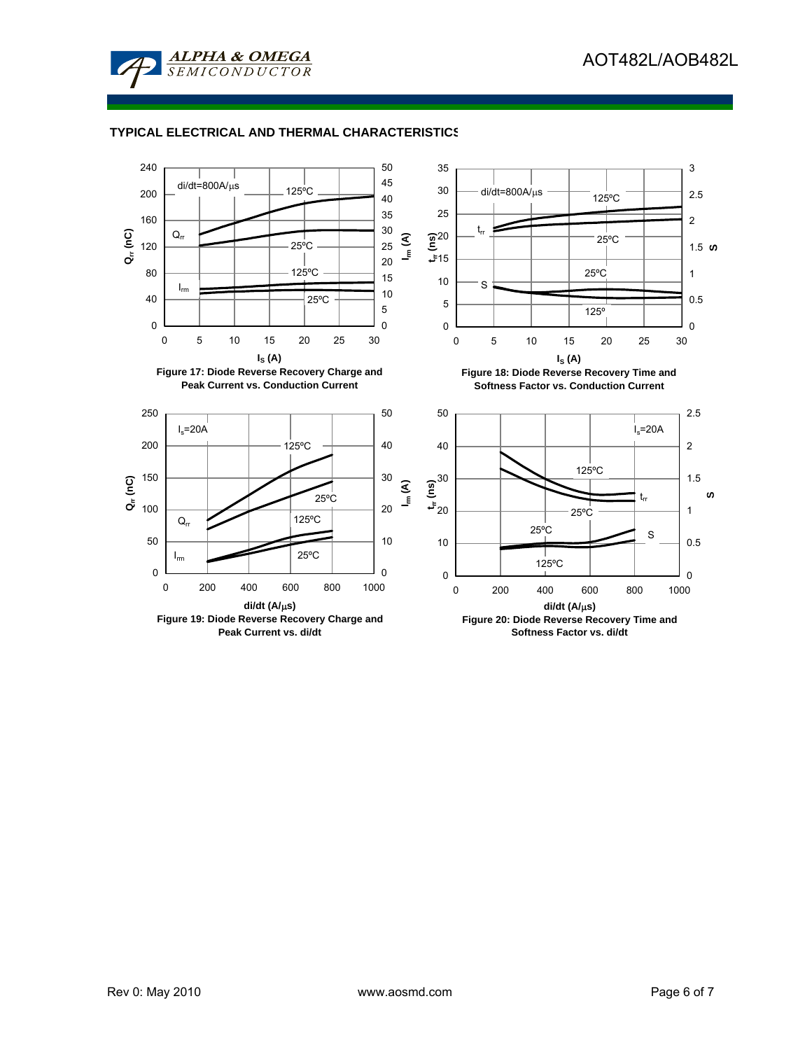## TYPICAL ELECTRICAL AND THERMAL CHARACTERISTICS

**Figure 17: Diode Reverse Recovery Charge and Peak Current vs. Conduction Current**

**Figure 18: Diode Reverse Recovery Time and Softness Factor vs. Conduction Current**

**Figure 19: Diode Reverse Recovery Charge and Peak Current vs. di/dt**

**Figure 20: Diode Reverse Recovery Time and Softness Factor vs. di/dt**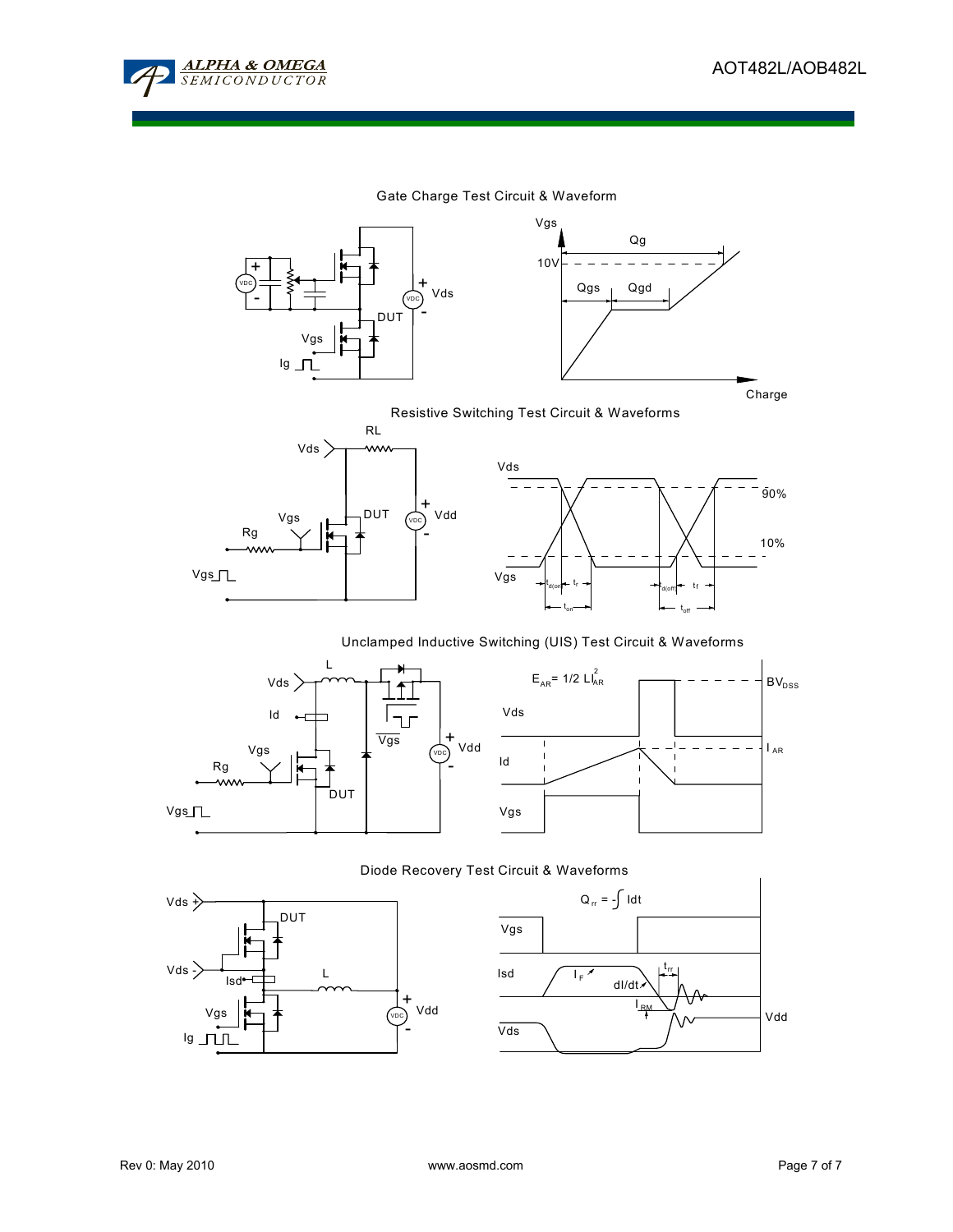## Gate Charge Test Circuit & Waveform

VDC
+
-
VDC
Vds
+
-
DUT
Vgs
Ig

Vgs
Qg
10V
Qgs
Qgd
Charge

## Resistive Switching Test Circuit & Waveforms

RL
Vds
Vgs
DUT
Rg
Vgs
VDC
Vdd
+
-

Vds
90%
10%
Vgs
$t_{d(on)}$
$t_r$
$t_{on}$
$t_{d(off)}$
$t_f$
$t_{off}$

## Unclamped Inductive Switching (UIS) Test Circuit & Waveforms

L
Vds
Id
Vgs
Rg
Vgs
DUT
Vgs
VDC
Vdd
+
-

$E_{AR} = 1/2\ LI_{AR}^2$
$BV_{DSS}$
Vds
Id
$I_{AR}$
Vgs

## Diode Recovery Test Circuit & Waveforms

Vds +
DUT
Vds -
Isd
L
Vgs
Ig
VDC
Vdd
+
-

$Q_{rr} = -\int Idt$
Vgs
Isd
$I_F$
dI/dt
$t_{rr}$
$I_{RM}$
Vds
Vdd